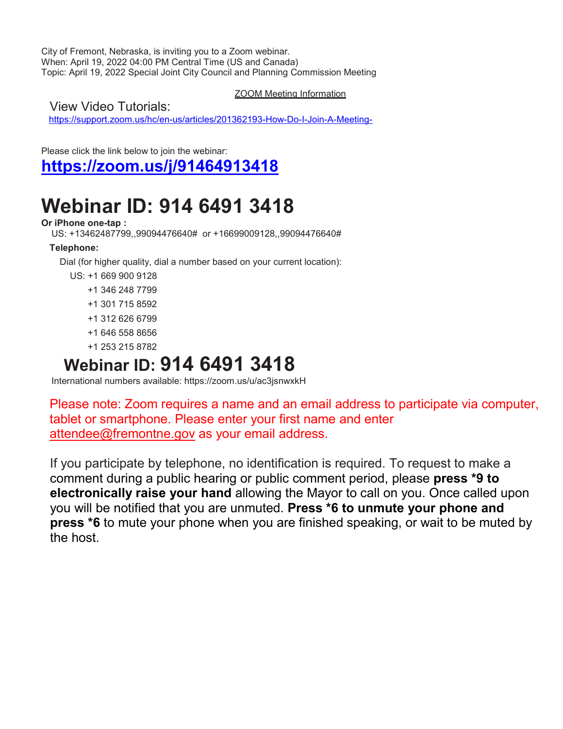City of Fremont, Nebraska, is inviting you to a Zoom webinar.
When: April 19, 2022 04:00 PM Central Time (US and Canada)
Topic: April 19, 2022 Special Joint City Council and Planning Commission Meeting

ZOOM Meeting Information

View Video Tutorials:
https://support.zoom.us/hc/en-us/articles/201362193-How-Do-I-Join-A-Meeting-

Please click the link below to join the webinar:

## https://zoom.us/j/91464913418

# Webinar ID: 914 6491 3418

**Or iPhone one-tap :**
US: +13462487799,,99094476640# or +16699009128,,99094476640#

**Telephone:**

Dial (for higher quality, dial a number based on your current location):

US: +1 669 900 9128
+1 346 248 7799
+1 301 715 8592
+1 312 626 6799
+1 646 558 8656
+1 253 215 8782

## Webinar ID: 914 6491 3418

International numbers available: https://zoom.us/u/ac3jsnwxkH

Please note: Zoom requires a name and an email address to participate via computer, tablet or smartphone. Please enter your first name and enter attendee@fremontne.gov as your email address.

If you participate by telephone, no identification is required. To request to make a comment during a public hearing or public comment period, please **press *9 to electronically raise your hand** allowing the Mayor to call on you. Once called upon you will be notified that you are unmuted. **Press *6 to unmute your phone and press *6** to mute your phone when you are finished speaking, or wait to be muted by the host.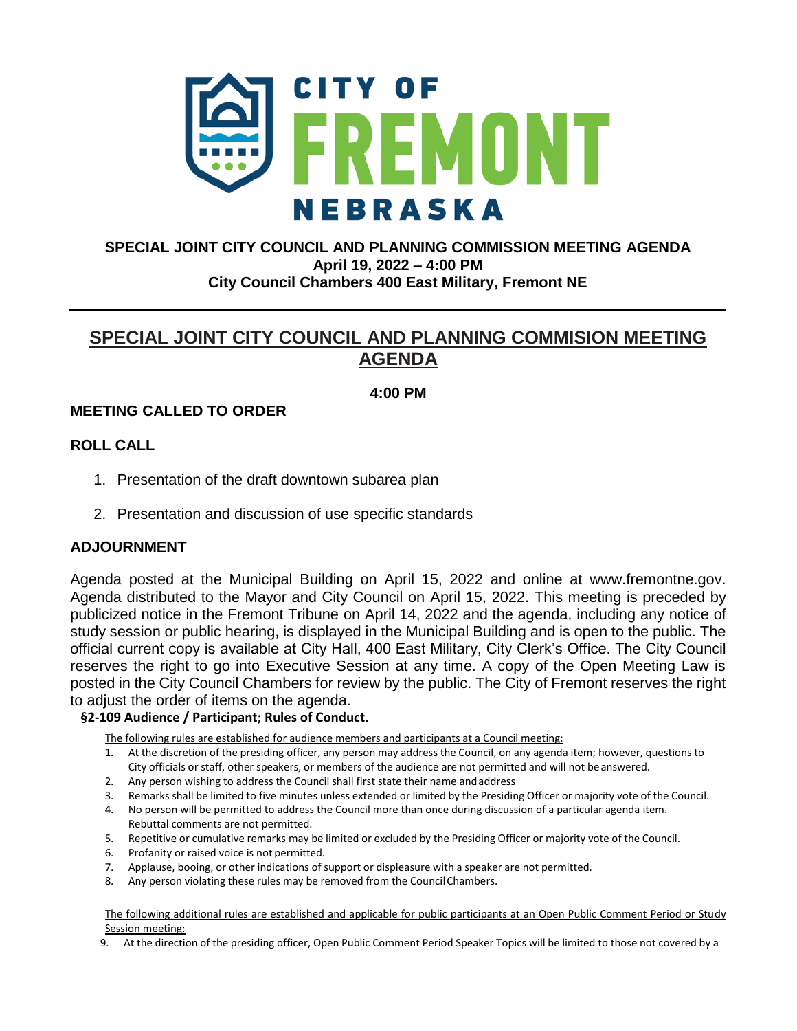# SPECIAL JOINT CITY COUNCIL AND PLANNING COMMISSION MEETING AGENDA

**April 19, 2022 – 4:00 PM**
**City Council Chambers 400 East Military, Fremont NE**

## SPECIAL JOINT CITY COUNCIL AND PLANNING COMMISION MEETING AGENDA

**4:00 PM**

### MEETING CALLED TO ORDER

### ROLL CALL

1. Presentation of the draft downtown subarea plan
2. Presentation and discussion of use specific standards

### ADJOURNMENT

Agenda posted at the Municipal Building on April 15, 2022 and online at www.fremontne.gov. Agenda distributed to the Mayor and City Council on April 15, 2022. This meeting is preceded by publicized notice in the Fremont Tribune on April 14, 2022 and the agenda, including any notice of study session or public hearing, is displayed in the Municipal Building and is open to the public. The official current copy is available at City Hall, 400 East Military, City Clerk's Office. The City Council reserves the right to go into Executive Session at any time. A copy of the Open Meeting Law is posted in the City Council Chambers for review by the public. The City of Fremont reserves the right to adjust the order of items on the agenda.

**§2-109 Audience / Participant; Rules of Conduct.**

The following rules are established for audience members and participants at a Council meeting:

1. At the discretion of the presiding officer, any person may address the Council, on any agenda item; however, questions to City officials or staff, other speakers, or members of the audience are not permitted and will not be answered.
2. Any person wishing to address the Council shall first state their name and address
3. Remarks shall be limited to five minutes unless extended or limited by the Presiding Officer or majority vote of the Council.
4. No person will be permitted to address the Council more than once during discussion of a particular agenda item. Rebuttal comments are not permitted.
5. Repetitive or cumulative remarks may be limited or excluded by the Presiding Officer or majority vote of the Council.
6. Profanity or raised voice is not permitted.
7. Applause, booing, or other indications of support or displeasure with a speaker are not permitted.
8. Any person violating these rules may be removed from the Council Chambers.

The following additional rules are established and applicable for public participants at an Open Public Comment Period or Study Session meeting:

9. At the direction of the presiding officer, Open Public Comment Period Speaker Topics will be limited to those not covered by a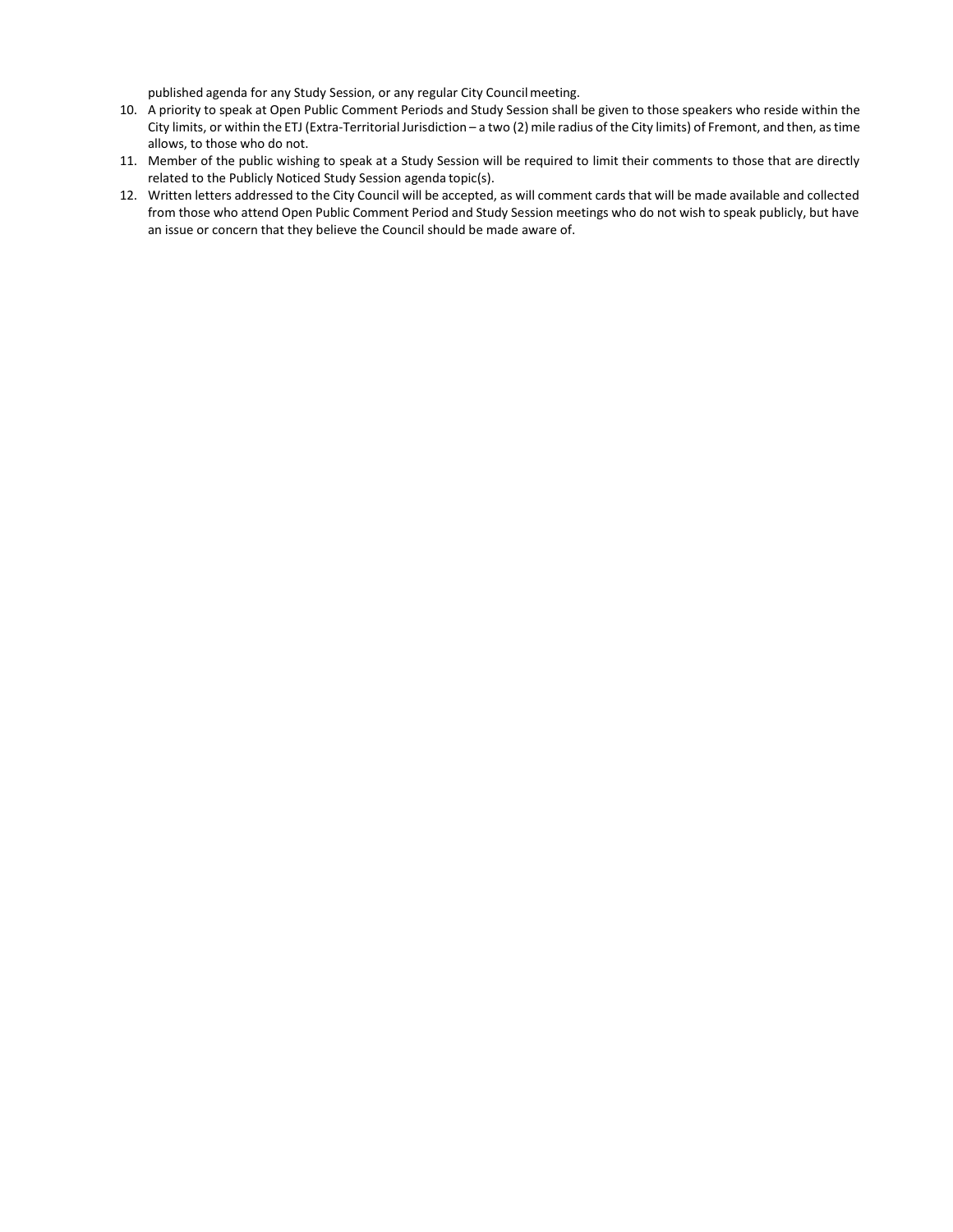published agenda for any Study Session, or any regular City Council meeting.

10. A priority to speak at Open Public Comment Periods and Study Session shall be given to those speakers who reside within the City limits, or within the ETJ (Extra-Territorial Jurisdiction – a two (2) mile radius of the City limits) of Fremont, and then, as time allows, to those who do not.
11. Member of the public wishing to speak at a Study Session will be required to limit their comments to those that are directly related to the Publicly Noticed Study Session agenda topic(s).
12. Written letters addressed to the City Council will be accepted, as will comment cards that will be made available and collected from those who attend Open Public Comment Period and Study Session meetings who do not wish to speak publicly, but have an issue or concern that they believe the Council should be made aware of.